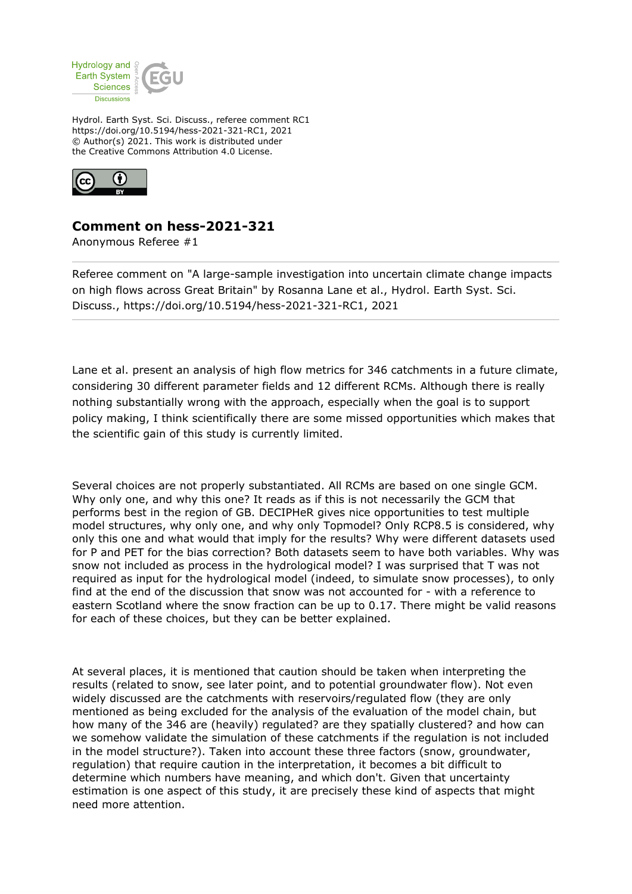Hydrol. Earth Syst. Sci. Discuss., referee comment RC1
https://doi.org/10.5194/hess-2021-321-RC1, 2021
© Author(s) 2021. This work is distributed under
the Creative Commons Attribution 4.0 License.

## Comment on hess-2021-321

Anonymous Referee #1

Referee comment on "A large-sample investigation into uncertain climate change impacts on high flows across Great Britain" by Rosanna Lane et al., Hydrol. Earth Syst. Sci. Discuss., https://doi.org/10.5194/hess-2021-321-RC1, 2021

Lane et al. present an analysis of high flow metrics for 346 catchments in a future climate, considering 30 different parameter fields and 12 different RCMs. Although there is really nothing substantially wrong with the approach, especially when the goal is to support policy making, I think scientifically there are some missed opportunities which makes that the scientific gain of this study is currently limited.

Several choices are not properly substantiated. All RCMs are based on one single GCM. Why only one, and why this one? It reads as if this is not necessarily the GCM that performs best in the region of GB. DECIPHeR gives nice opportunities to test multiple model structures, why only one, and why only Topmodel? Only RCP8.5 is considered, why only this one and what would that imply for the results? Why were different datasets used for P and PET for the bias correction? Both datasets seem to have both variables. Why was snow not included as process in the hydrological model? I was surprised that T was not required as input for the hydrological model (indeed, to simulate snow processes), to only find at the end of the discussion that snow was not accounted for - with a reference to eastern Scotland where the snow fraction can be up to 0.17. There might be valid reasons for each of these choices, but they can be better explained.

At several places, it is mentioned that caution should be taken when interpreting the results (related to snow, see later point, and to potential groundwater flow). Not even widely discussed are the catchments with reservoirs/regulated flow (they are only mentioned as being excluded for the analysis of the evaluation of the model chain, but how many of the 346 are (heavily) regulated? are they spatially clustered? and how can we somehow validate the simulation of these catchments if the regulation is not included in the model structure?). Taken into account these three factors (snow, groundwater, regulation) that require caution in the interpretation, it becomes a bit difficult to determine which numbers have meaning, and which don't. Given that uncertainty estimation is one aspect of this study, it are precisely these kind of aspects that might need more attention.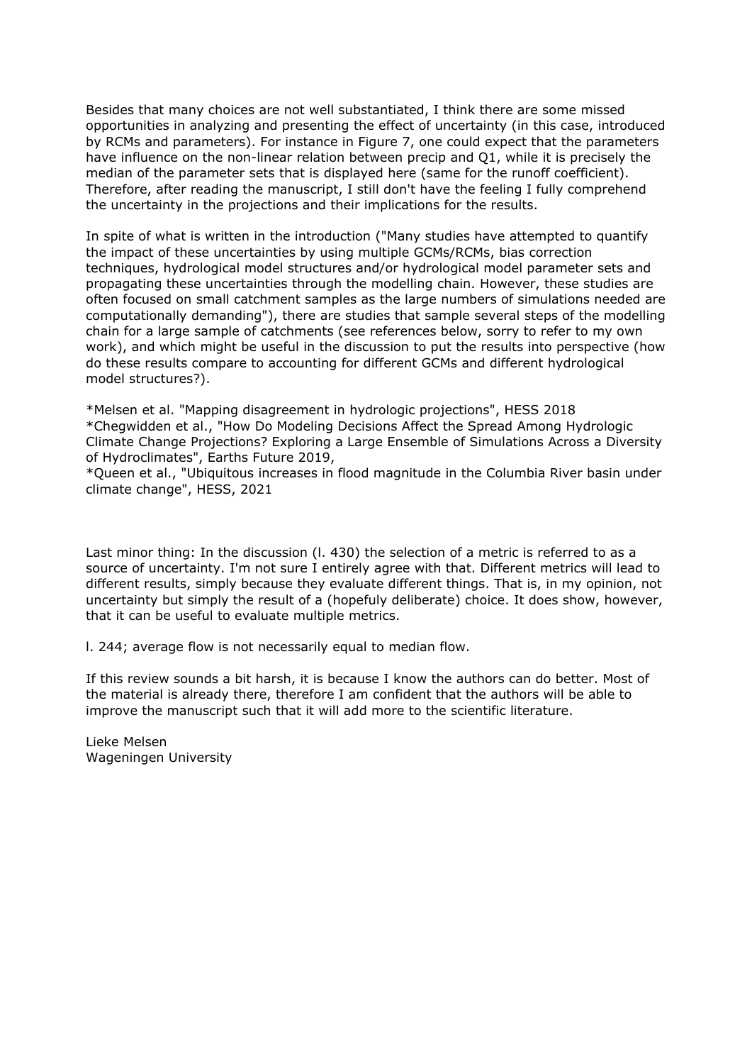Besides that many choices are not well substantiated, I think there are some missed opportunities in analyzing and presenting the effect of uncertainty (in this case, introduced by RCMs and parameters). For instance in Figure 7, one could expect that the parameters have influence on the non-linear relation between precip and Q1, while it is precisely the median of the parameter sets that is displayed here (same for the runoff coefficient). Therefore, after reading the manuscript, I still don't have the feeling I fully comprehend the uncertainty in the projections and their implications for the results.

In spite of what is written in the introduction ("Many studies have attempted to quantify the impact of these uncertainties by using multiple GCMs/RCMs, bias correction techniques, hydrological model structures and/or hydrological model parameter sets and propagating these uncertainties through the modelling chain. However, these studies are often focused on small catchment samples as the large numbers of simulations needed are computationally demanding"), there are studies that sample several steps of the modelling chain for a large sample of catchments (see references below, sorry to refer to my own work), and which might be useful in the discussion to put the results into perspective (how do these results compare to accounting for different GCMs and different hydrological model structures?).

*Melsen et al. "Mapping disagreement in hydrologic projections", HESS 2018
*Chegwidden et al., "How Do Modeling Decisions Affect the Spread Among Hydrologic Climate Change Projections? Exploring a Large Ensemble of Simulations Across a Diversity of Hydroclimates", Earths Future 2019,
*Queen et al., "Ubiquitous increases in flood magnitude in the Columbia River basin under climate change", HESS, 2021

Last minor thing: In the discussion (l. 430) the selection of a metric is referred to as a source of uncertainty. I'm not sure I entirely agree with that. Different metrics will lead to different results, simply because they evaluate different things. That is, in my opinion, not uncertainty but simply the result of a (hopefuly deliberate) choice. It does show, however, that it can be useful to evaluate multiple metrics.

l. 244; average flow is not necessarily equal to median flow.

If this review sounds a bit harsh, it is because I know the authors can do better. Most of the material is already there, therefore I am confident that the authors will be able to improve the manuscript such that it will add more to the scientific literature.

Lieke Melsen
Wageningen University